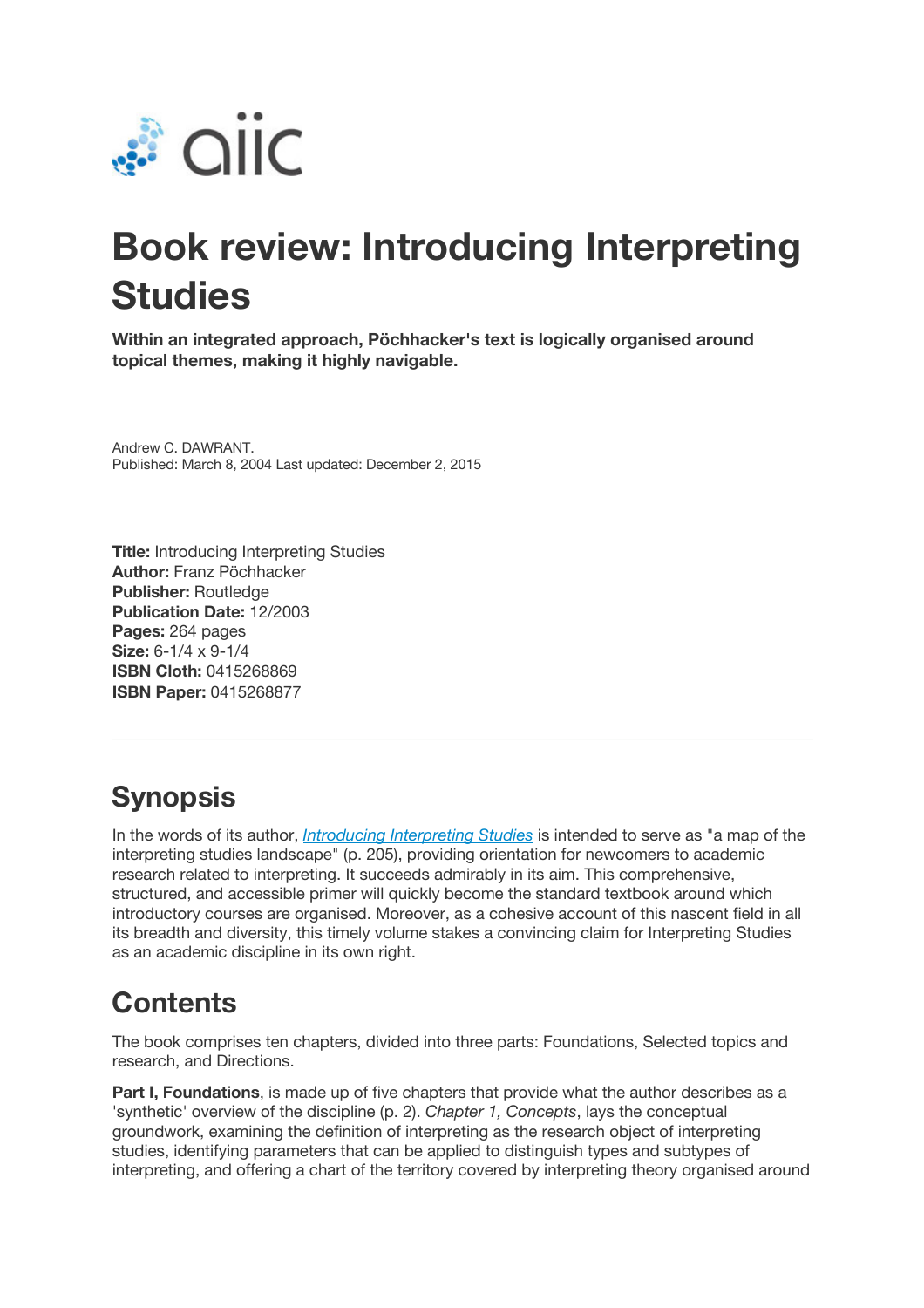aiic

# Book review: Introducing Interpreting Studies

**Within an integrated approach, Pöchhacker's text is logically organised around topical themes, making it highly navigable.**

---

Andrew C. DAWRANT.
Published: March 8, 2004 Last updated: December 2, 2015

---

**Title:** Introducing Interpreting Studies
**Author:** Franz Pöchhacker
**Publisher:** Routledge
**Publication Date:** 12/2003
**Pages:** 264 pages
**Size:** 6-1/4 x 9-1/4
**ISBN Cloth:** 0415268869
**ISBN Paper:** 0415268877

---

## Synopsis

In the words of its author, *Introducing Interpreting Studies* is intended to serve as "a map of the interpreting studies landscape" (p. 205), providing orientation for newcomers to academic research related to interpreting. It succeeds admirably in its aim. This comprehensive, structured, and accessible primer will quickly become the standard textbook around which introductory courses are organised. Moreover, as a cohesive account of this nascent field in all its breadth and diversity, this timely volume stakes a convincing claim for Interpreting Studies as an academic discipline in its own right.

## Contents

The book comprises ten chapters, divided into three parts: Foundations, Selected topics and research, and Directions.

**Part I, Foundations**, is made up of five chapters that provide what the author describes as a 'synthetic' overview of the discipline (p. 2). *Chapter 1, Concepts*, lays the conceptual groundwork, examining the definition of interpreting as the research object of interpreting studies, identifying parameters that can be applied to distinguish types and subtypes of interpreting, and offering a chart of the territory covered by interpreting theory organised around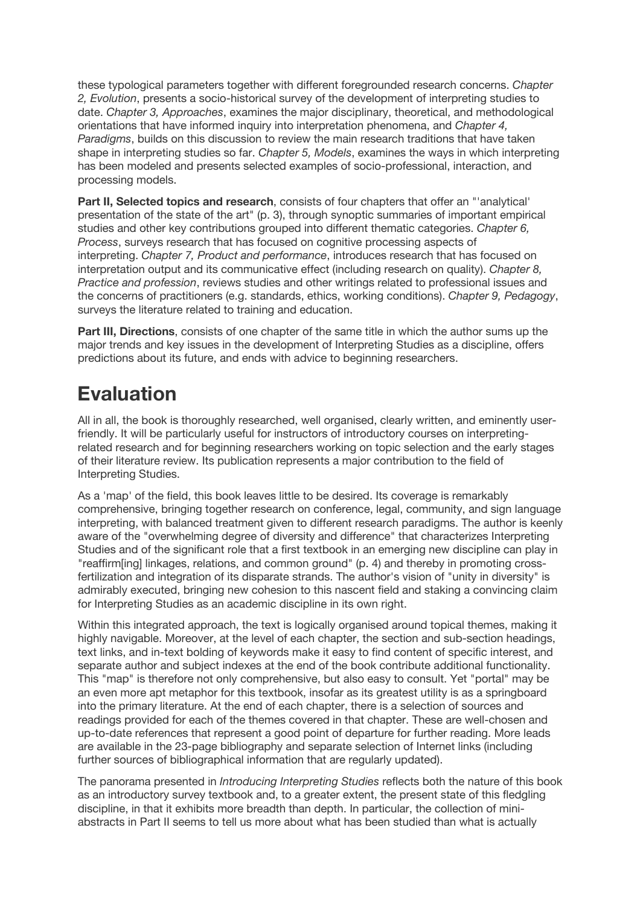these typological parameters together with different foregrounded research concerns. *Chapter 2, Evolution*, presents a socio-historical survey of the development of interpreting studies to date. *Chapter 3, Approaches*, examines the major disciplinary, theoretical, and methodological orientations that have informed inquiry into interpretation phenomena, and *Chapter 4, Paradigms*, builds on this discussion to review the main research traditions that have taken shape in interpreting studies so far. *Chapter 5, Models*, examines the ways in which interpreting has been modeled and presents selected examples of socio-professional, interaction, and processing models.

**Part II, Selected topics and research**, consists of four chapters that offer an "'analytical' presentation of the state of the art" (p. 3), through synoptic summaries of important empirical studies and other key contributions grouped into different thematic categories. *Chapter 6, Process*, surveys research that has focused on cognitive processing aspects of interpreting. *Chapter 7, Product and performance*, introduces research that has focused on interpretation output and its communicative effect (including research on quality). *Chapter 8, Practice and profession*, reviews studies and other writings related to professional issues and the concerns of practitioners (e.g. standards, ethics, working conditions). *Chapter 9, Pedagogy*, surveys the literature related to training and education.

**Part III, Directions**, consists of one chapter of the same title in which the author sums up the major trends and key issues in the development of Interpreting Studies as a discipline, offers predictions about its future, and ends with advice to beginning researchers.

# Evaluation

All in all, the book is thoroughly researched, well organised, clearly written, and eminently user-friendly. It will be particularly useful for instructors of introductory courses on interpreting-related research and for beginning researchers working on topic selection and the early stages of their literature review. Its publication represents a major contribution to the field of Interpreting Studies.

As a 'map' of the field, this book leaves little to be desired. Its coverage is remarkably comprehensive, bringing together research on conference, legal, community, and sign language interpreting, with balanced treatment given to different research paradigms. The author is keenly aware of the "overwhelming degree of diversity and difference" that characterizes Interpreting Studies and of the significant role that a first textbook in an emerging new discipline can play in "reaffirm[ing] linkages, relations, and common ground" (p. 4) and thereby in promoting cross-fertilization and integration of its disparate strands. The author's vision of "unity in diversity" is admirably executed, bringing new cohesion to this nascent field and staking a convincing claim for Interpreting Studies as an academic discipline in its own right.

Within this integrated approach, the text is logically organised around topical themes, making it highly navigable. Moreover, at the level of each chapter, the section and sub-section headings, text links, and in-text bolding of keywords make it easy to find content of specific interest, and separate author and subject indexes at the end of the book contribute additional functionality. This "map" is therefore not only comprehensive, but also easy to consult. Yet "portal" may be an even more apt metaphor for this textbook, insofar as its greatest utility is as a springboard into the primary literature. At the end of each chapter, there is a selection of sources and readings provided for each of the themes covered in that chapter. These are well-chosen and up-to-date references that represent a good point of departure for further reading. More leads are available in the 23-page bibliography and separate selection of Internet links (including further sources of bibliographical information that are regularly updated).

The panorama presented in *Introducing Interpreting Studies* reflects both the nature of this book as an introductory survey textbook and, to a greater extent, the present state of this fledgling discipline, in that it exhibits more breadth than depth. In particular, the collection of mini-abstracts in Part II seems to tell us more about what has been studied than what is actually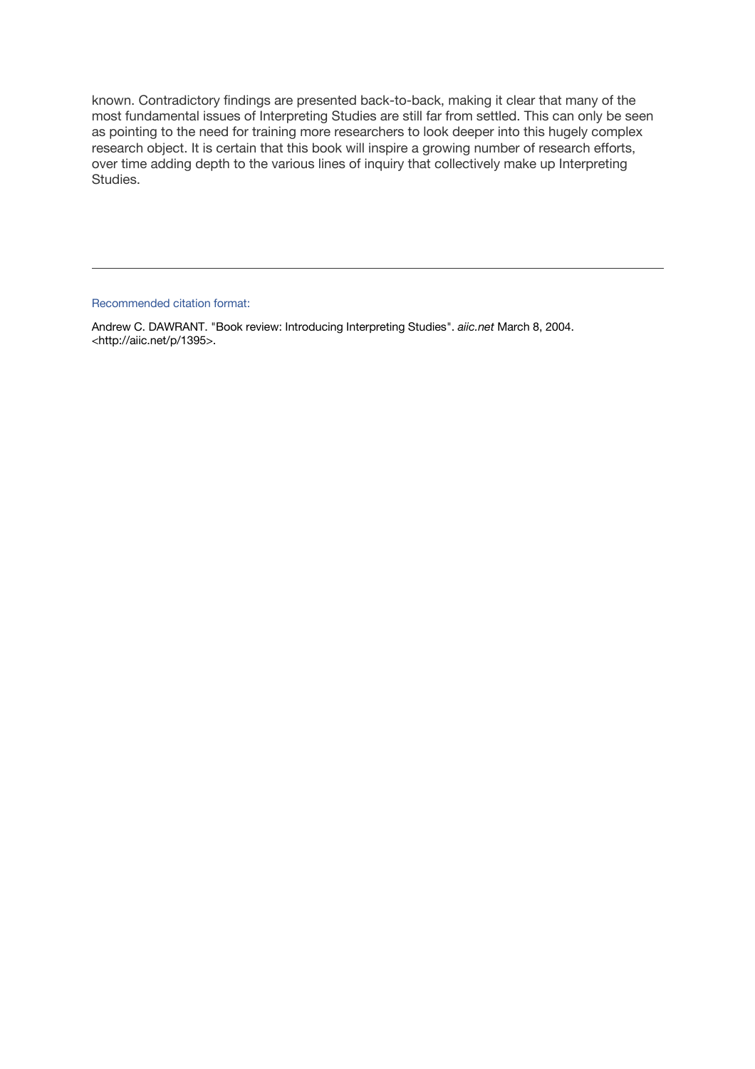known. Contradictory findings are presented back-to-back, making it clear that many of the most fundamental issues of Interpreting Studies are still far from settled. This can only be seen as pointing to the need for training more researchers to look deeper into this hugely complex research object. It is certain that this book will inspire a growing number of research efforts, over time adding depth to the various lines of inquiry that collectively make up Interpreting Studies.

---

Recommended citation format:

Andrew C. DAWRANT. "Book review: Introducing Interpreting Studies". *aiic.net* March 8, 2004. <http://aiic.net/p/1395>.